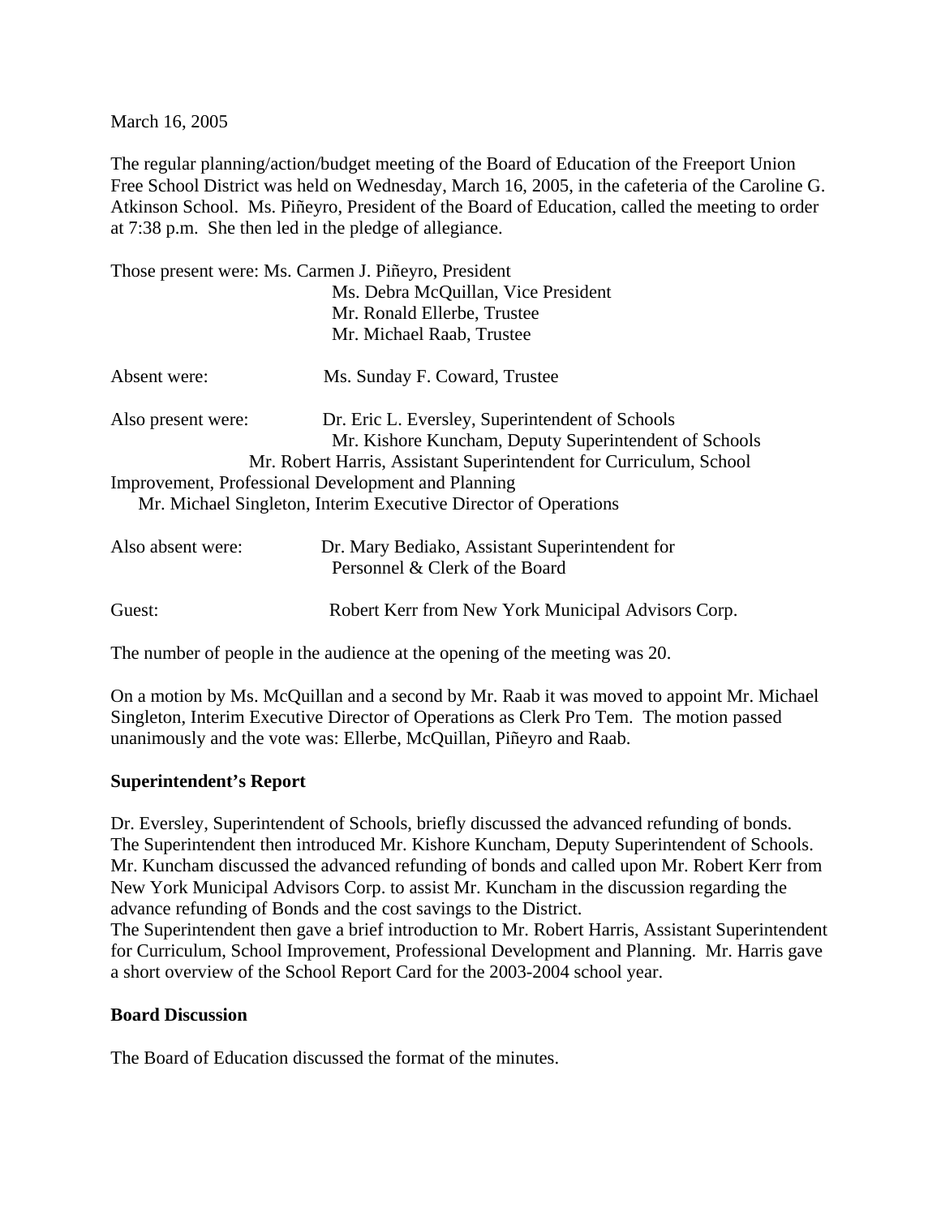March 16, 2005

The regular planning/action/budget meeting of the Board of Education of the Freeport Union Free School District was held on Wednesday, March 16, 2005, in the cafeteria of the Caroline G. Atkinson School. Ms. Piñeyro, President of the Board of Education, called the meeting to order at 7:38 p.m. She then led in the pledge of allegiance.

Those present were: Ms. Carmen J. Piñeyro, President
Ms. Debra McQuillan, Vice President
Mr. Ronald Ellerbe, Trustee
Mr. Michael Raab, Trustee

Absent were: Ms. Sunday F. Coward, Trustee

Also present were: Dr. Eric L. Eversley, Superintendent of Schools
Mr. Kishore Kuncham, Deputy Superintendent of Schools
Mr. Robert Harris, Assistant Superintendent for Curriculum, School Improvement, Professional Development and Planning
Mr. Michael Singleton, Interim Executive Director of Operations

Also absent were: Dr. Mary Bediako, Assistant Superintendent for Personnel & Clerk of the Board

Guest: Robert Kerr from New York Municipal Advisors Corp.

The number of people in the audience at the opening of the meeting was 20.

On a motion by Ms. McQuillan and a second by Mr. Raab it was moved to appoint Mr. Michael Singleton, Interim Executive Director of Operations as Clerk Pro Tem. The motion passed unanimously and the vote was: Ellerbe, McQuillan, Piñeyro and Raab.

**Superintendent's Report**

Dr. Eversley, Superintendent of Schools, briefly discussed the advanced refunding of bonds. The Superintendent then introduced Mr. Kishore Kuncham, Deputy Superintendent of Schools. Mr. Kuncham discussed the advanced refunding of bonds and called upon Mr. Robert Kerr from New York Municipal Advisors Corp. to assist Mr. Kuncham in the discussion regarding the advance refunding of Bonds and the cost savings to the District.
The Superintendent then gave a brief introduction to Mr. Robert Harris, Assistant Superintendent for Curriculum, School Improvement, Professional Development and Planning. Mr. Harris gave a short overview of the School Report Card for the 2003-2004 school year.

**Board Discussion**

The Board of Education discussed the format of the minutes.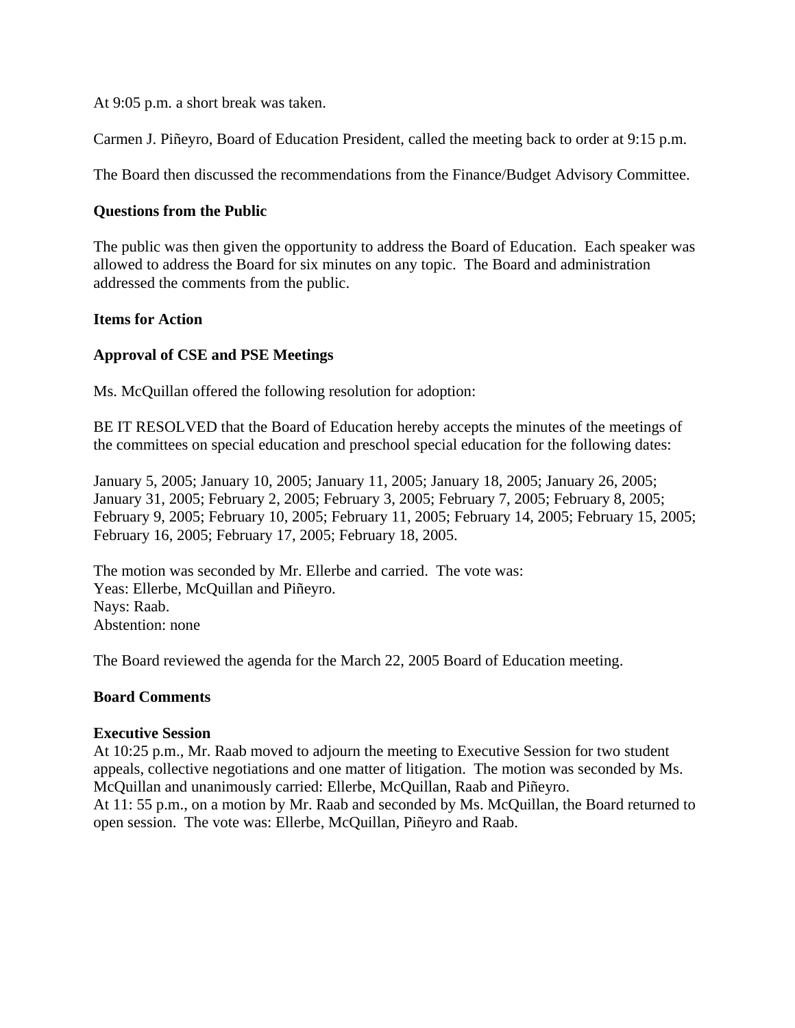At 9:05 p.m. a short break was taken.

Carmen J. Piñeyro, Board of Education President, called the meeting back to order at 9:15 p.m.

The Board then discussed the recommendations from the Finance/Budget Advisory Committee.

**Questions from the Public**

The public was then given the opportunity to address the Board of Education. Each speaker was allowed to address the Board for six minutes on any topic. The Board and administration addressed the comments from the public.

**Items for Action**

**Approval of CSE and PSE Meetings**

Ms. McQuillan offered the following resolution for adoption:

BE IT RESOLVED that the Board of Education hereby accepts the minutes of the meetings of the committees on special education and preschool special education for the following dates:

January 5, 2005; January 10, 2005; January 11, 2005; January 18, 2005; January 26, 2005; January 31, 2005; February 2, 2005; February 3, 2005; February 7, 2005; February 8, 2005; February 9, 2005; February 10, 2005; February 11, 2005; February 14, 2005; February 15, 2005; February 16, 2005; February 17, 2005; February 18, 2005.

The motion was seconded by Mr. Ellerbe and carried. The vote was:
Yeas: Ellerbe, McQuillan and Piñeyro.
Nays: Raab.
Abstention: none

The Board reviewed the agenda for the March 22, 2005 Board of Education meeting.

**Board Comments**

**Executive Session**
At 10:25 p.m., Mr. Raab moved to adjourn the meeting to Executive Session for two student appeals, collective negotiations and one matter of litigation. The motion was seconded by Ms. McQuillan and unanimously carried: Ellerbe, McQuillan, Raab and Piñeyro.
At 11: 55 p.m., on a motion by Mr. Raab and seconded by Ms. McQuillan, the Board returned to open session. The vote was: Ellerbe, McQuillan, Piñeyro and Raab.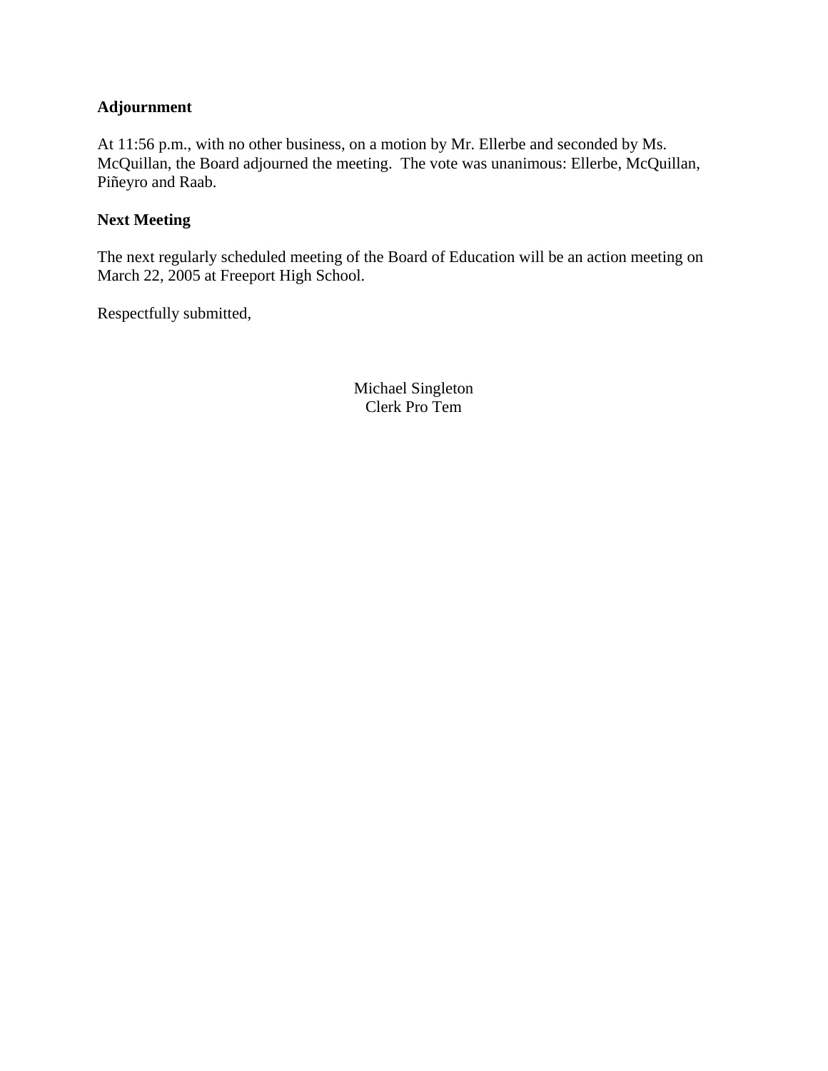**Adjournment**

At 11:56 p.m., with no other business, on a motion by Mr. Ellerbe and seconded by Ms. McQuillan, the Board adjourned the meeting. The vote was unanimous: Ellerbe, McQuillan, Piñeyro and Raab.

**Next Meeting**

The next regularly scheduled meeting of the Board of Education will be an action meeting on March 22, 2005 at Freeport High School.

Respectfully submitted,

Michael Singleton
Clerk Pro Tem